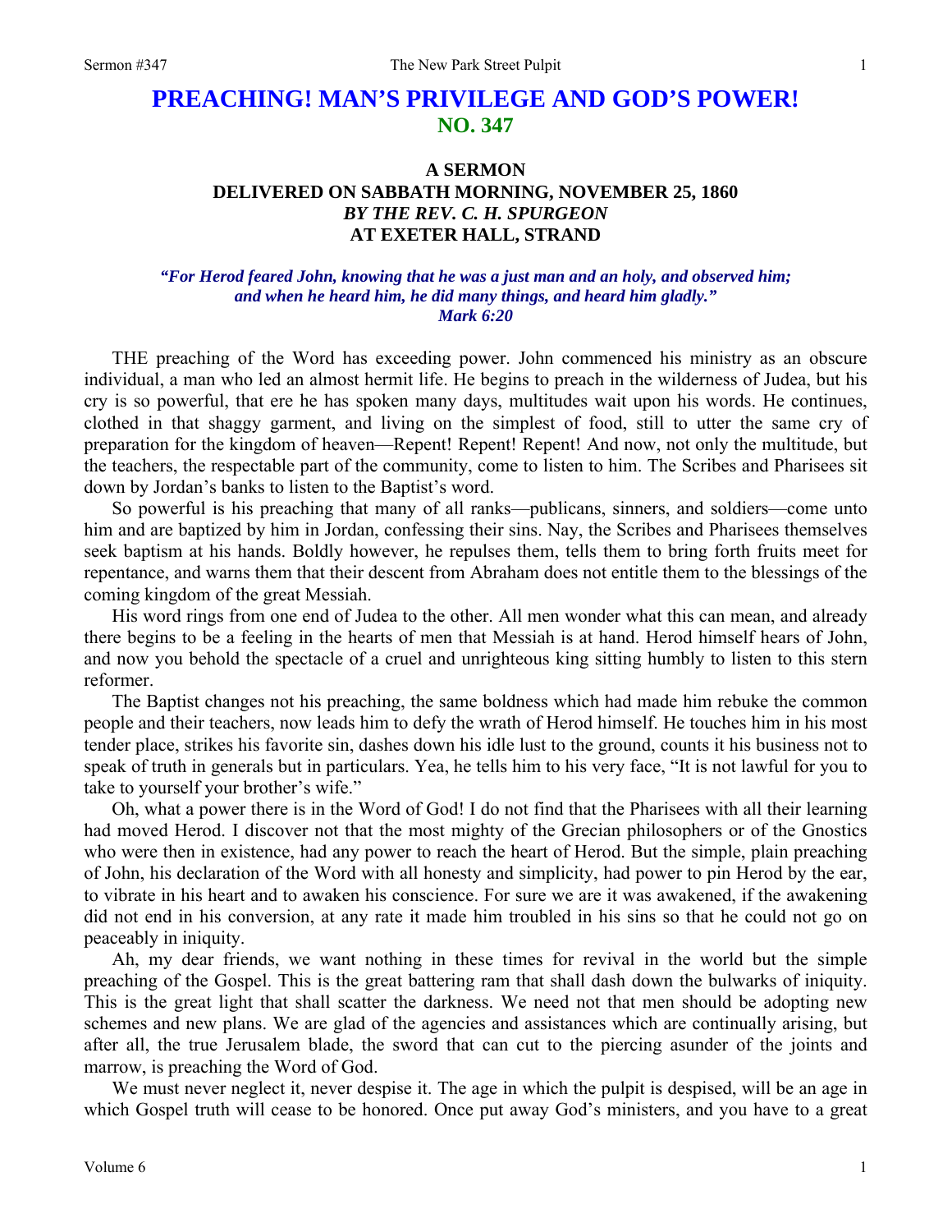# PREACHING! MAN'S PRIVILEGE AND GOD'S POWER!
## NO. 347

### A SERMON
### DELIVERED ON SABBATH MORNING, NOVEMBER 25, 1860
### *BY THE REV. C. H. SPURGEON*
### AT EXETER HALL, STRAND

***"For Herod feared John, knowing that he was a just man and an holy, and observed him; and when he heard him, he did many things, and heard him gladly."***
***Mark 6:20***

THE preaching of the Word has exceeding power. John commenced his ministry as an obscure individual, a man who led an almost hermit life. He begins to preach in the wilderness of Judea, but his cry is so powerful, that ere he has spoken many days, multitudes wait upon his words. He continues, clothed in that shaggy garment, and living on the simplest of food, still to utter the same cry of preparation for the kingdom of heaven—Repent! Repent! Repent! And now, not only the multitude, but the teachers, the respectable part of the community, come to listen to him. The Scribes and Pharisees sit down by Jordan's banks to listen to the Baptist's word.

So powerful is his preaching that many of all ranks—publicans, sinners, and soldiers—come unto him and are baptized by him in Jordan, confessing their sins. Nay, the Scribes and Pharisees themselves seek baptism at his hands. Boldly however, he repulses them, tells them to bring forth fruits meet for repentance, and warns them that their descent from Abraham does not entitle them to the blessings of the coming kingdom of the great Messiah.

His word rings from one end of Judea to the other. All men wonder what this can mean, and already there begins to be a feeling in the hearts of men that Messiah is at hand. Herod himself hears of John, and now you behold the spectacle of a cruel and unrighteous king sitting humbly to listen to this stern reformer.

The Baptist changes not his preaching, the same boldness which had made him rebuke the common people and their teachers, now leads him to defy the wrath of Herod himself. He touches him in his most tender place, strikes his favorite sin, dashes down his idle lust to the ground, counts it his business not to speak of truth in generals but in particulars. Yea, he tells him to his very face, "It is not lawful for you to take to yourself your brother's wife."

Oh, what a power there is in the Word of God! I do not find that the Pharisees with all their learning had moved Herod. I discover not that the most mighty of the Grecian philosophers or of the Gnostics who were then in existence, had any power to reach the heart of Herod. But the simple, plain preaching of John, his declaration of the Word with all honesty and simplicity, had power to pin Herod by the ear, to vibrate in his heart and to awaken his conscience. For sure we are it was awakened, if the awakening did not end in his conversion, at any rate it made him troubled in his sins so that he could not go on peaceably in iniquity.

Ah, my dear friends, we want nothing in these times for revival in the world but the simple preaching of the Gospel. This is the great battering ram that shall dash down the bulwarks of iniquity. This is the great light that shall scatter the darkness. We need not that men should be adopting new schemes and new plans. We are glad of the agencies and assistances which are continually arising, but after all, the true Jerusalem blade, the sword that can cut to the piercing asunder of the joints and marrow, is preaching the Word of God.

We must never neglect it, never despise it. The age in which the pulpit is despised, will be an age in which Gospel truth will cease to be honored. Once put away God's ministers, and you have to a great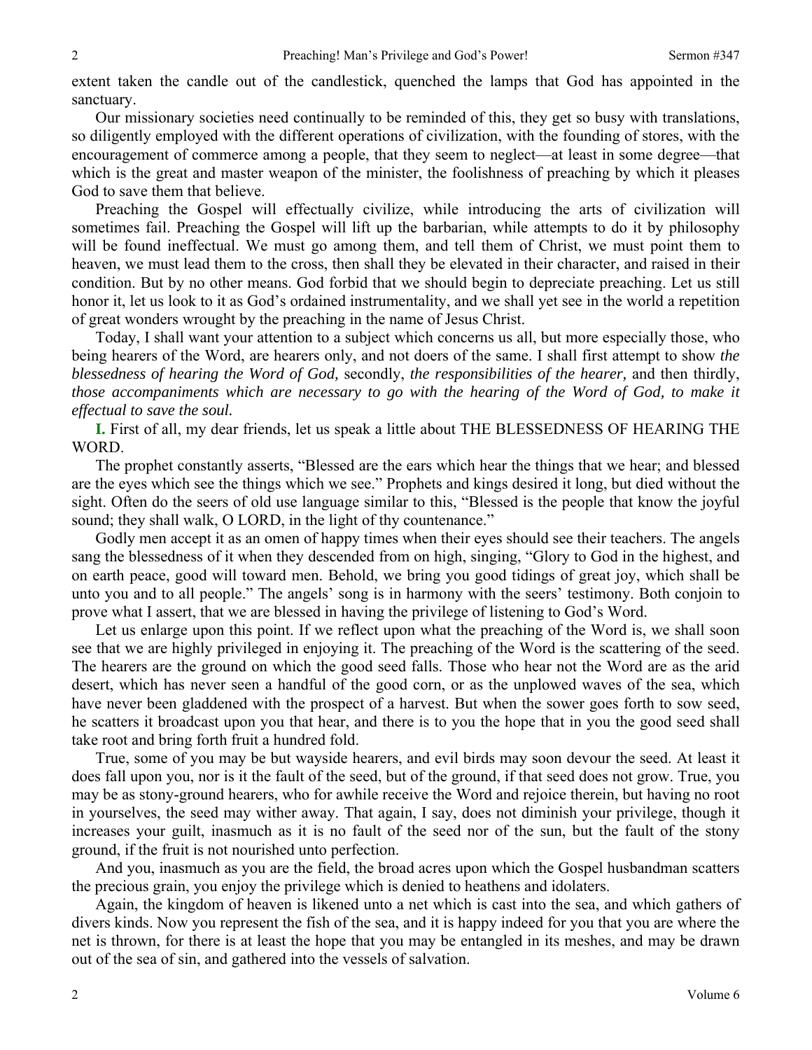extent taken the candle out of the candlestick, quenched the lamps that God has appointed in the sanctuary.

Our missionary societies need continually to be reminded of this, they get so busy with translations, so diligently employed with the different operations of civilization, with the founding of stores, with the encouragement of commerce among a people, that they seem to neglect—at least in some degree—that which is the great and master weapon of the minister, the foolishness of preaching by which it pleases God to save them that believe.

Preaching the Gospel will effectually civilize, while introducing the arts of civilization will sometimes fail. Preaching the Gospel will lift up the barbarian, while attempts to do it by philosophy will be found ineffectual. We must go among them, and tell them of Christ, we must point them to heaven, we must lead them to the cross, then shall they be elevated in their character, and raised in their condition. But by no other means. God forbid that we should begin to depreciate preaching. Let us still honor it, let us look to it as God's ordained instrumentality, and we shall yet see in the world a repetition of great wonders wrought by the preaching in the name of Jesus Christ.

Today, I shall want your attention to a subject which concerns us all, but more especially those, who being hearers of the Word, are hearers only, and not doers of the same. I shall first attempt to show *the blessedness of hearing the Word of God,* secondly, *the responsibilities of the hearer,* and then thirdly, *those accompaniments which are necessary to go with the hearing of the Word of God, to make it effectual to save the soul.*

**I.** First of all, my dear friends, let us speak a little about THE BLESSEDNESS OF HEARING THE WORD.

The prophet constantly asserts, "Blessed are the ears which hear the things that we hear; and blessed are the eyes which see the things which we see." Prophets and kings desired it long, but died without the sight. Often do the seers of old use language similar to this, "Blessed is the people that know the joyful sound; they shall walk, O LORD, in the light of thy countenance."

Godly men accept it as an omen of happy times when their eyes should see their teachers. The angels sang the blessedness of it when they descended from on high, singing, "Glory to God in the highest, and on earth peace, good will toward men. Behold, we bring you good tidings of great joy, which shall be unto you and to all people." The angels' song is in harmony with the seers' testimony. Both conjoin to prove what I assert, that we are blessed in having the privilege of listening to God's Word.

Let us enlarge upon this point. If we reflect upon what the preaching of the Word is, we shall soon see that we are highly privileged in enjoying it. The preaching of the Word is the scattering of the seed. The hearers are the ground on which the good seed falls. Those who hear not the Word are as the arid desert, which has never seen a handful of the good corn, or as the unplowed waves of the sea, which have never been gladdened with the prospect of a harvest. But when the sower goes forth to sow seed, he scatters it broadcast upon you that hear, and there is to you the hope that in you the good seed shall take root and bring forth fruit a hundred fold.

True, some of you may be but wayside hearers, and evil birds may soon devour the seed. At least it does fall upon you, nor is it the fault of the seed, but of the ground, if that seed does not grow. True, you may be as stony-ground hearers, who for awhile receive the Word and rejoice therein, but having no root in yourselves, the seed may wither away. That again, I say, does not diminish your privilege, though it increases your guilt, inasmuch as it is no fault of the seed nor of the sun, but the fault of the stony ground, if the fruit is not nourished unto perfection.

And you, inasmuch as you are the field, the broad acres upon which the Gospel husbandman scatters the precious grain, you enjoy the privilege which is denied to heathens and idolaters.

Again, the kingdom of heaven is likened unto a net which is cast into the sea, and which gathers of divers kinds. Now you represent the fish of the sea, and it is happy indeed for you that you are where the net is thrown, for there is at least the hope that you may be entangled in its meshes, and may be drawn out of the sea of sin, and gathered into the vessels of salvation.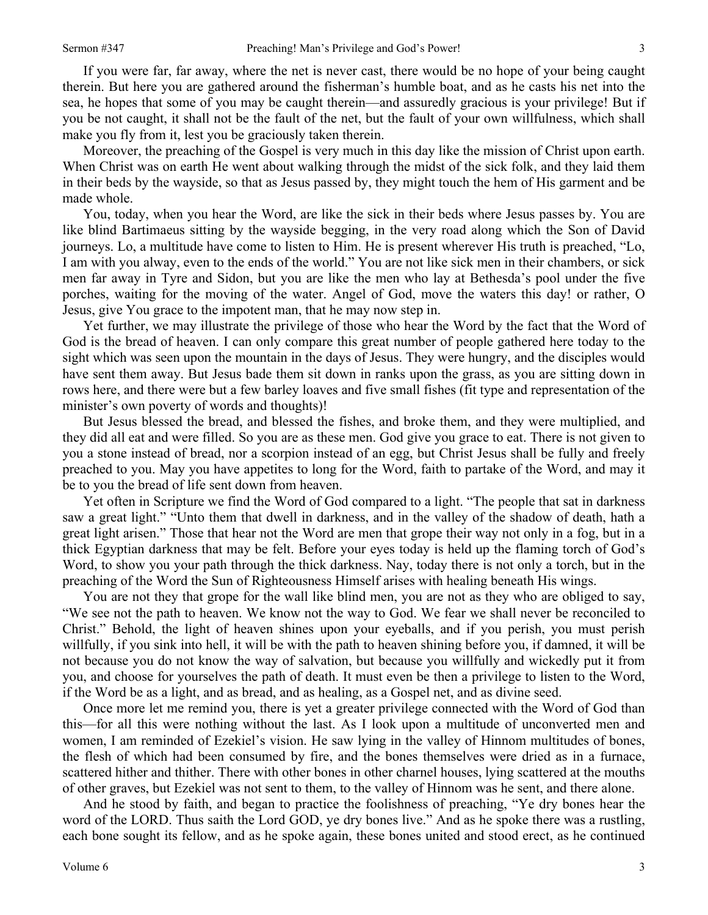If you were far, far away, where the net is never cast, there would be no hope of your being caught therein. But here you are gathered around the fisherman's humble boat, and as he casts his net into the sea, he hopes that some of you may be caught therein—and assuredly gracious is your privilege! But if you be not caught, it shall not be the fault of the net, but the fault of your own willfulness, which shall make you fly from it, lest you be graciously taken therein.

Moreover, the preaching of the Gospel is very much in this day like the mission of Christ upon earth. When Christ was on earth He went about walking through the midst of the sick folk, and they laid them in their beds by the wayside, so that as Jesus passed by, they might touch the hem of His garment and be made whole.

You, today, when you hear the Word, are like the sick in their beds where Jesus passes by. You are like blind Bartimaeus sitting by the wayside begging, in the very road along which the Son of David journeys. Lo, a multitude have come to listen to Him. He is present wherever His truth is preached, "Lo, I am with you alway, even to the ends of the world." You are not like sick men in their chambers, or sick men far away in Tyre and Sidon, but you are like the men who lay at Bethesda's pool under the five porches, waiting for the moving of the water. Angel of God, move the waters this day! or rather, O Jesus, give You grace to the impotent man, that he may now step in.

Yet further, we may illustrate the privilege of those who hear the Word by the fact that the Word of God is the bread of heaven. I can only compare this great number of people gathered here today to the sight which was seen upon the mountain in the days of Jesus. They were hungry, and the disciples would have sent them away. But Jesus bade them sit down in ranks upon the grass, as you are sitting down in rows here, and there were but a few barley loaves and five small fishes (fit type and representation of the minister's own poverty of words and thoughts)!

But Jesus blessed the bread, and blessed the fishes, and broke them, and they were multiplied, and they did all eat and were filled. So you are as these men. God give you grace to eat. There is not given to you a stone instead of bread, nor a scorpion instead of an egg, but Christ Jesus shall be fully and freely preached to you. May you have appetites to long for the Word, faith to partake of the Word, and may it be to you the bread of life sent down from heaven.

Yet often in Scripture we find the Word of God compared to a light. "The people that sat in darkness saw a great light." "Unto them that dwell in darkness, and in the valley of the shadow of death, hath a great light arisen." Those that hear not the Word are men that grope their way not only in a fog, but in a thick Egyptian darkness that may be felt. Before your eyes today is held up the flaming torch of God's Word, to show you your path through the thick darkness. Nay, today there is not only a torch, but in the preaching of the Word the Sun of Righteousness Himself arises with healing beneath His wings.

You are not they that grope for the wall like blind men, you are not as they who are obliged to say, "We see not the path to heaven. We know not the way to God. We fear we shall never be reconciled to Christ." Behold, the light of heaven shines upon your eyeballs, and if you perish, you must perish willfully, if you sink into hell, it will be with the path to heaven shining before you, if damned, it will be not because you do not know the way of salvation, but because you willfully and wickedly put it from you, and choose for yourselves the path of death. It must even be then a privilege to listen to the Word, if the Word be as a light, and as bread, and as healing, as a Gospel net, and as divine seed.

Once more let me remind you, there is yet a greater privilege connected with the Word of God than this—for all this were nothing without the last. As I look upon a multitude of unconverted men and women, I am reminded of Ezekiel's vision. He saw lying in the valley of Hinnom multitudes of bones, the flesh of which had been consumed by fire, and the bones themselves were dried as in a furnace, scattered hither and thither. There with other bones in other charnel houses, lying scattered at the mouths of other graves, but Ezekiel was not sent to them, to the valley of Hinnom was he sent, and there alone.

And he stood by faith, and began to practice the foolishness of preaching, "Ye dry bones hear the word of the LORD. Thus saith the Lord GOD, ye dry bones live." And as he spoke there was a rustling, each bone sought its fellow, and as he spoke again, these bones united and stood erect, as he continued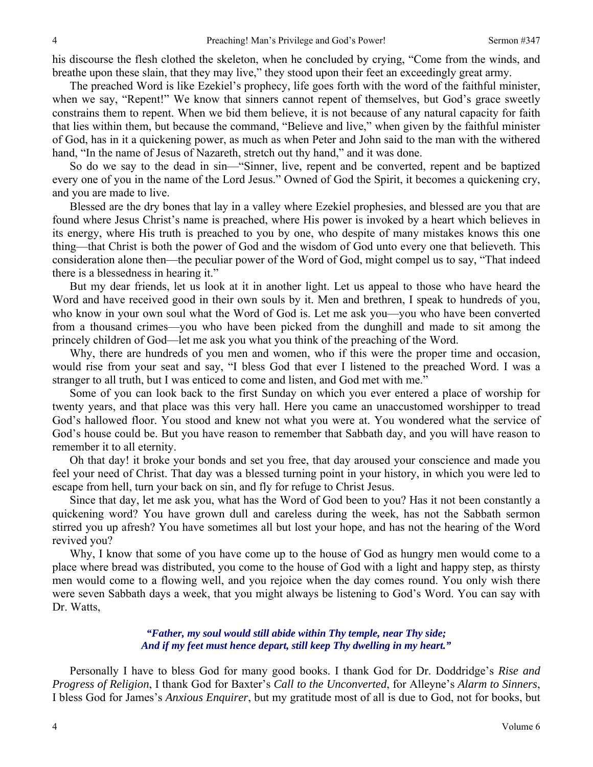his discourse the flesh clothed the skeleton, when he concluded by crying, "Come from the winds, and breathe upon these slain, that they may live," they stood upon their feet an exceedingly great army.

The preached Word is like Ezekiel's prophecy, life goes forth with the word of the faithful minister, when we say, "Repent!" We know that sinners cannot repent of themselves, but God's grace sweetly constrains them to repent. When we bid them believe, it is not because of any natural capacity for faith that lies within them, but because the command, "Believe and live," when given by the faithful minister of God, has in it a quickening power, as much as when Peter and John said to the man with the withered hand, "In the name of Jesus of Nazareth, stretch out thy hand," and it was done.

So do we say to the dead in sin—"Sinner, live, repent and be converted, repent and be baptized every one of you in the name of the Lord Jesus." Owned of God the Spirit, it becomes a quickening cry, and you are made to live.

Blessed are the dry bones that lay in a valley where Ezekiel prophesies, and blessed are you that are found where Jesus Christ's name is preached, where His power is invoked by a heart which believes in its energy, where His truth is preached to you by one, who despite of many mistakes knows this one thing—that Christ is both the power of God and the wisdom of God unto every one that believeth. This consideration alone then—the peculiar power of the Word of God, might compel us to say, "That indeed there is a blessedness in hearing it."

But my dear friends, let us look at it in another light. Let us appeal to those who have heard the Word and have received good in their own souls by it. Men and brethren, I speak to hundreds of you, who know in your own soul what the Word of God is. Let me ask you—you who have been converted from a thousand crimes—you who have been picked from the dunghill and made to sit among the princely children of God—let me ask you what you think of the preaching of the Word.

Why, there are hundreds of you men and women, who if this were the proper time and occasion, would rise from your seat and say, "I bless God that ever I listened to the preached Word. I was a stranger to all truth, but I was enticed to come and listen, and God met with me."

Some of you can look back to the first Sunday on which you ever entered a place of worship for twenty years, and that place was this very hall. Here you came an unaccustomed worshipper to tread God's hallowed floor. You stood and knew not what you were at. You wondered what the service of God's house could be. But you have reason to remember that Sabbath day, and you will have reason to remember it to all eternity.

Oh that day! it broke your bonds and set you free, that day aroused your conscience and made you feel your need of Christ. That day was a blessed turning point in your history, in which you were led to escape from hell, turn your back on sin, and fly for refuge to Christ Jesus.

Since that day, let me ask you, what has the Word of God been to you? Has it not been constantly a quickening word? You have grown dull and careless during the week, has not the Sabbath sermon stirred you up afresh? You have sometimes all but lost your hope, and has not the hearing of the Word revived you?

Why, I know that some of you have come up to the house of God as hungry men would come to a place where bread was distributed, you come to the house of God with a light and happy step, as thirsty men would come to a flowing well, and you rejoice when the day comes round. You only wish there were seven Sabbath days a week, that you might always be listening to God's Word. You can say with Dr. Watts,

> ***"Father, my soul would still abide within Thy temple, near Thy side;***
> ***And if my feet must hence depart, still keep Thy dwelling in my heart."***

Personally I have to bless God for many good books. I thank God for Dr. Doddridge's *Rise and Progress of Religion*, I thank God for Baxter's *Call to the Unconverted*, for Alleyne's *Alarm to Sinners*, I bless God for James's *Anxious Enquirer*, but my gratitude most of all is due to God, not for books, but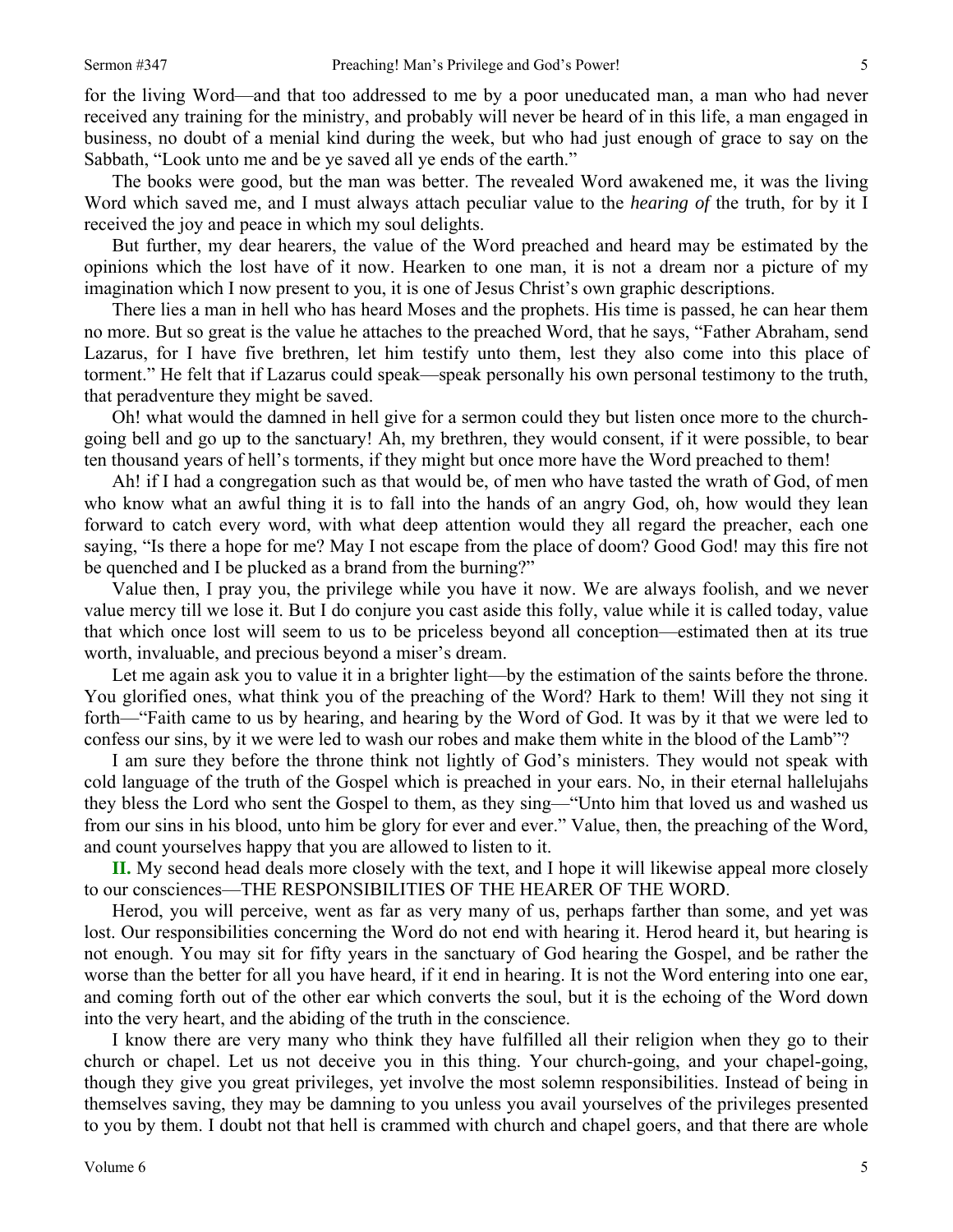for the living Word—and that too addressed to me by a poor uneducated man, a man who had never received any training for the ministry, and probably will never be heard of in this life, a man engaged in business, no doubt of a menial kind during the week, but who had just enough of grace to say on the Sabbath, "Look unto me and be ye saved all ye ends of the earth."

The books were good, but the man was better. The revealed Word awakened me, it was the living Word which saved me, and I must always attach peculiar value to the *hearing of* the truth, for by it I received the joy and peace in which my soul delights.

But further, my dear hearers, the value of the Word preached and heard may be estimated by the opinions which the lost have of it now. Hearken to one man, it is not a dream nor a picture of my imagination which I now present to you, it is one of Jesus Christ's own graphic descriptions.

There lies a man in hell who has heard Moses and the prophets. His time is passed, he can hear them no more. But so great is the value he attaches to the preached Word, that he says, "Father Abraham, send Lazarus, for I have five brethren, let him testify unto them, lest they also come into this place of torment." He felt that if Lazarus could speak—speak personally his own personal testimony to the truth, that peradventure they might be saved.

Oh! what would the damned in hell give for a sermon could they but listen once more to the church-going bell and go up to the sanctuary! Ah, my brethren, they would consent, if it were possible, to bear ten thousand years of hell's torments, if they might but once more have the Word preached to them!

Ah! if I had a congregation such as that would be, of men who have tasted the wrath of God, of men who know what an awful thing it is to fall into the hands of an angry God, oh, how would they lean forward to catch every word, with what deep attention would they all regard the preacher, each one saying, "Is there a hope for me? May I not escape from the place of doom? Good God! may this fire not be quenched and I be plucked as a brand from the burning?"

Value then, I pray you, the privilege while you have it now. We are always foolish, and we never value mercy till we lose it. But I do conjure you cast aside this folly, value while it is called today, value that which once lost will seem to us to be priceless beyond all conception—estimated then at its true worth, invaluable, and precious beyond a miser's dream.

Let me again ask you to value it in a brighter light—by the estimation of the saints before the throne. You glorified ones, what think you of the preaching of the Word? Hark to them! Will they not sing it forth—"Faith came to us by hearing, and hearing by the Word of God. It was by it that we were led to confess our sins, by it we were led to wash our robes and make them white in the blood of the Lamb"?

I am sure they before the throne think not lightly of God's ministers. They would not speak with cold language of the truth of the Gospel which is preached in your ears. No, in their eternal hallelujahs they bless the Lord who sent the Gospel to them, as they sing—"Unto him that loved us and washed us from our sins in his blood, unto him be glory for ever and ever." Value, then, the preaching of the Word, and count yourselves happy that you are allowed to listen to it.

**II.** My second head deals more closely with the text, and I hope it will likewise appeal more closely to our consciences—THE RESPONSIBILITIES OF THE HEARER OF THE WORD.

Herod, you will perceive, went as far as very many of us, perhaps farther than some, and yet was lost. Our responsibilities concerning the Word do not end with hearing it. Herod heard it, but hearing is not enough. You may sit for fifty years in the sanctuary of God hearing the Gospel, and be rather the worse than the better for all you have heard, if it end in hearing. It is not the Word entering into one ear, and coming forth out of the other ear which converts the soul, but it is the echoing of the Word down into the very heart, and the abiding of the truth in the conscience.

I know there are very many who think they have fulfilled all their religion when they go to their church or chapel. Let us not deceive you in this thing. Your church-going, and your chapel-going, though they give you great privileges, yet involve the most solemn responsibilities. Instead of being in themselves saving, they may be damning to you unless you avail yourselves of the privileges presented to you by them. I doubt not that hell is crammed with church and chapel goers, and that there are whole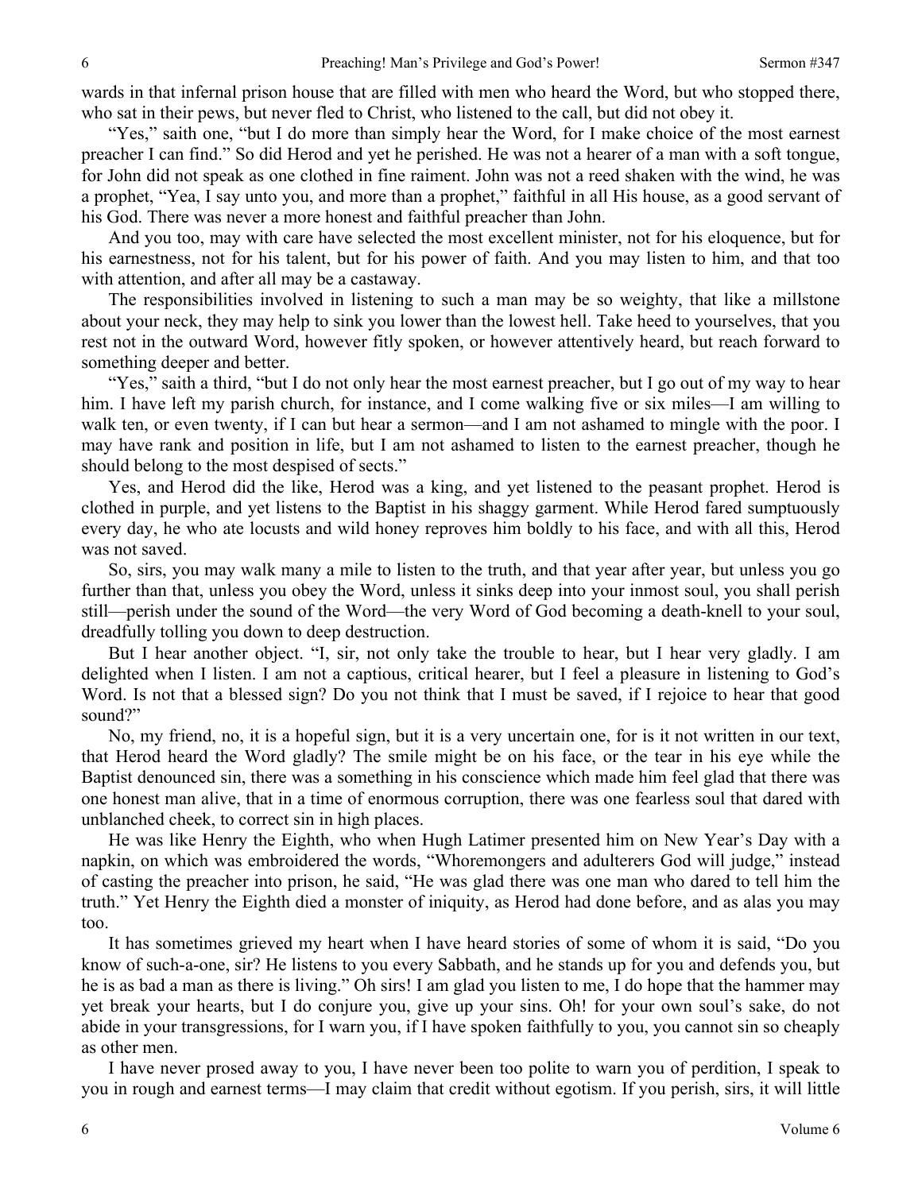wards in that infernal prison house that are filled with men who heard the Word, but who stopped there, who sat in their pews, but never fled to Christ, who listened to the call, but did not obey it.

"Yes," saith one, "but I do more than simply hear the Word, for I make choice of the most earnest preacher I can find." So did Herod and yet he perished. He was not a hearer of a man with a soft tongue, for John did not speak as one clothed in fine raiment. John was not a reed shaken with the wind, he was a prophet, "Yea, I say unto you, and more than a prophet," faithful in all His house, as a good servant of his God. There was never a more honest and faithful preacher than John.

And you too, may with care have selected the most excellent minister, not for his eloquence, but for his earnestness, not for his talent, but for his power of faith. And you may listen to him, and that too with attention, and after all may be a castaway.

The responsibilities involved in listening to such a man may be so weighty, that like a millstone about your neck, they may help to sink you lower than the lowest hell. Take heed to yourselves, that you rest not in the outward Word, however fitly spoken, or however attentively heard, but reach forward to something deeper and better.

"Yes," saith a third, "but I do not only hear the most earnest preacher, but I go out of my way to hear him. I have left my parish church, for instance, and I come walking five or six miles—I am willing to walk ten, or even twenty, if I can but hear a sermon—and I am not ashamed to mingle with the poor. I may have rank and position in life, but I am not ashamed to listen to the earnest preacher, though he should belong to the most despised of sects."

Yes, and Herod did the like, Herod was a king, and yet listened to the peasant prophet. Herod is clothed in purple, and yet listens to the Baptist in his shaggy garment. While Herod fared sumptuously every day, he who ate locusts and wild honey reproves him boldly to his face, and with all this, Herod was not saved.

So, sirs, you may walk many a mile to listen to the truth, and that year after year, but unless you go further than that, unless you obey the Word, unless it sinks deep into your inmost soul, you shall perish still—perish under the sound of the Word—the very Word of God becoming a death-knell to your soul, dreadfully tolling you down to deep destruction.

But I hear another object. "I, sir, not only take the trouble to hear, but I hear very gladly. I am delighted when I listen. I am not a captious, critical hearer, but I feel a pleasure in listening to God's Word. Is not that a blessed sign? Do you not think that I must be saved, if I rejoice to hear that good sound?"

No, my friend, no, it is a hopeful sign, but it is a very uncertain one, for is it not written in our text, that Herod heard the Word gladly? The smile might be on his face, or the tear in his eye while the Baptist denounced sin, there was a something in his conscience which made him feel glad that there was one honest man alive, that in a time of enormous corruption, there was one fearless soul that dared with unblanched cheek, to correct sin in high places.

He was like Henry the Eighth, who when Hugh Latimer presented him on New Year's Day with a napkin, on which was embroidered the words, "Whoremongers and adulterers God will judge," instead of casting the preacher into prison, he said, "He was glad there was one man who dared to tell him the truth." Yet Henry the Eighth died a monster of iniquity, as Herod had done before, and as alas you may too.

It has sometimes grieved my heart when I have heard stories of some of whom it is said, "Do you know of such-a-one, sir? He listens to you every Sabbath, and he stands up for you and defends you, but he is as bad a man as there is living." Oh sirs! I am glad you listen to me, I do hope that the hammer may yet break your hearts, but I do conjure you, give up your sins. Oh! for your own soul's sake, do not abide in your transgressions, for I warn you, if I have spoken faithfully to you, you cannot sin so cheaply as other men.

I have never prosed away to you, I have never been too polite to warn you of perdition, I speak to you in rough and earnest terms—I may claim that credit without egotism. If you perish, sirs, it will little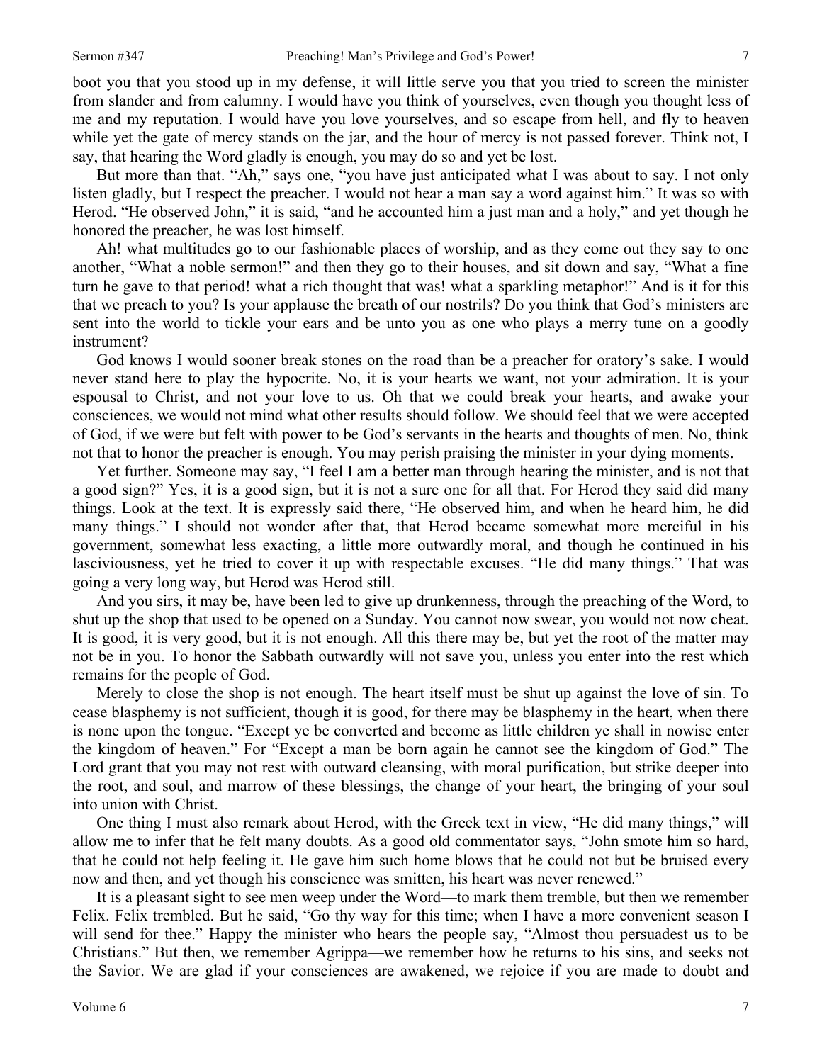boot you that you stood up in my defense, it will little serve you that you tried to screen the minister from slander and from calumny. I would have you think of yourselves, even though you thought less of me and my reputation. I would have you love yourselves, and so escape from hell, and fly to heaven while yet the gate of mercy stands on the jar, and the hour of mercy is not passed forever. Think not, I say, that hearing the Word gladly is enough, you may do so and yet be lost.

But more than that. "Ah," says one, "you have just anticipated what I was about to say. I not only listen gladly, but I respect the preacher. I would not hear a man say a word against him." It was so with Herod. "He observed John," it is said, "and he accounted him a just man and a holy," and yet though he honored the preacher, he was lost himself.

Ah! what multitudes go to our fashionable places of worship, and as they come out they say to one another, "What a noble sermon!" and then they go to their houses, and sit down and say, "What a fine turn he gave to that period! what a rich thought that was! what a sparkling metaphor!" And is it for this that we preach to you? Is your applause the breath of our nostrils? Do you think that God's ministers are sent into the world to tickle your ears and be unto you as one who plays a merry tune on a goodly instrument?

God knows I would sooner break stones on the road than be a preacher for oratory's sake. I would never stand here to play the hypocrite. No, it is your hearts we want, not your admiration. It is your espousal to Christ, and not your love to us. Oh that we could break your hearts, and awake your consciences, we would not mind what other results should follow. We should feel that we were accepted of God, if we were but felt with power to be God's servants in the hearts and thoughts of men. No, think not that to honor the preacher is enough. You may perish praising the minister in your dying moments.

Yet further. Someone may say, "I feel I am a better man through hearing the minister, and is not that a good sign?" Yes, it is a good sign, but it is not a sure one for all that. For Herod they said did many things. Look at the text. It is expressly said there, "He observed him, and when he heard him, he did many things." I should not wonder after that, that Herod became somewhat more merciful in his government, somewhat less exacting, a little more outwardly moral, and though he continued in his lasciviousness, yet he tried to cover it up with respectable excuses. "He did many things." That was going a very long way, but Herod was Herod still.

And you sirs, it may be, have been led to give up drunkenness, through the preaching of the Word, to shut up the shop that used to be opened on a Sunday. You cannot now swear, you would not now cheat. It is good, it is very good, but it is not enough. All this there may be, but yet the root of the matter may not be in you. To honor the Sabbath outwardly will not save you, unless you enter into the rest which remains for the people of God.

Merely to close the shop is not enough. The heart itself must be shut up against the love of sin. To cease blasphemy is not sufficient, though it is good, for there may be blasphemy in the heart, when there is none upon the tongue. "Except ye be converted and become as little children ye shall in nowise enter the kingdom of heaven." For "Except a man be born again he cannot see the kingdom of God." The Lord grant that you may not rest with outward cleansing, with moral purification, but strike deeper into the root, and soul, and marrow of these blessings, the change of your heart, the bringing of your soul into union with Christ.

One thing I must also remark about Herod, with the Greek text in view, "He did many things," will allow me to infer that he felt many doubts. As a good old commentator says, "John smote him so hard, that he could not help feeling it. He gave him such home blows that he could not but be bruised every now and then, and yet though his conscience was smitten, his heart was never renewed."

It is a pleasant sight to see men weep under the Word—to mark them tremble, but then we remember Felix. Felix trembled. But he said, "Go thy way for this time; when I have a more convenient season I will send for thee." Happy the minister who hears the people say, "Almost thou persuadest us to be Christians." But then, we remember Agrippa—we remember how he returns to his sins, and seeks not the Savior. We are glad if your consciences are awakened, we rejoice if you are made to doubt and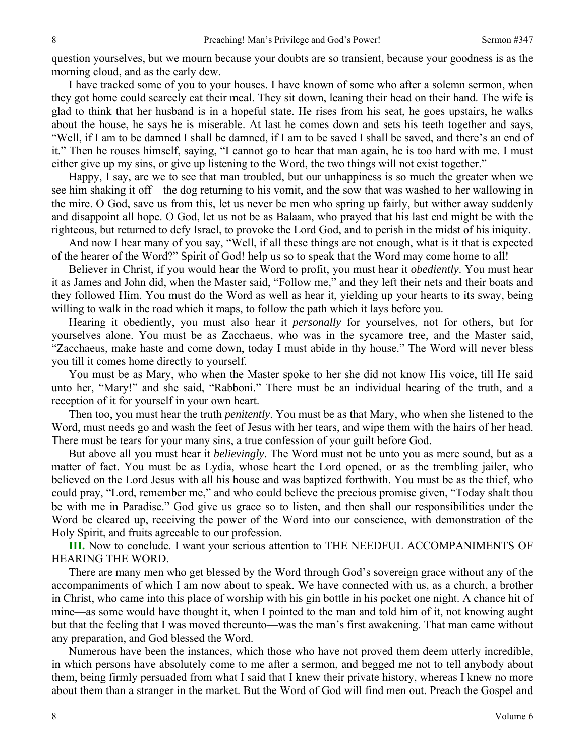question yourselves, but we mourn because your doubts are so transient, because your goodness is as the morning cloud, and as the early dew.

I have tracked some of you to your houses. I have known of some who after a solemn sermon, when they got home could scarcely eat their meal. They sit down, leaning their head on their hand. The wife is glad to think that her husband is in a hopeful state. He rises from his seat, he goes upstairs, he walks about the house, he says he is miserable. At last he comes down and sets his teeth together and says, "Well, if I am to be damned I shall be damned, if I am to be saved I shall be saved, and there's an end of it." Then he rouses himself, saying, "I cannot go to hear that man again, he is too hard with me. I must either give up my sins, or give up listening to the Word, the two things will not exist together."

Happy, I say, are we to see that man troubled, but our unhappiness is so much the greater when we see him shaking it off—the dog returning to his vomit, and the sow that was washed to her wallowing in the mire. O God, save us from this, let us never be men who spring up fairly, but wither away suddenly and disappoint all hope. O God, let us not be as Balaam, who prayed that his last end might be with the righteous, but returned to defy Israel, to provoke the Lord God, and to perish in the midst of his iniquity.

And now I hear many of you say, "Well, if all these things are not enough, what is it that is expected of the hearer of the Word?" Spirit of God! help us so to speak that the Word may come home to all!

Believer in Christ, if you would hear the Word to profit, you must hear it *obediently*. You must hear it as James and John did, when the Master said, "Follow me," and they left their nets and their boats and they followed Him. You must do the Word as well as hear it, yielding up your hearts to its sway, being willing to walk in the road which it maps, to follow the path which it lays before you.

Hearing it obediently, you must also hear it *personally* for yourselves, not for others, but for yourselves alone. You must be as Zacchaeus, who was in the sycamore tree, and the Master said, "Zacchaeus, make haste and come down, today I must abide in thy house." The Word will never bless you till it comes home directly to yourself.

You must be as Mary, who when the Master spoke to her she did not know His voice, till He said unto her, "Mary!" and she said, "Rabboni." There must be an individual hearing of the truth, and a reception of it for yourself in your own heart.

Then too, you must hear the truth *penitently*. You must be as that Mary, who when she listened to the Word, must needs go and wash the feet of Jesus with her tears, and wipe them with the hairs of her head. There must be tears for your many sins, a true confession of your guilt before God.

But above all you must hear it *believingly*. The Word must not be unto you as mere sound, but as a matter of fact. You must be as Lydia, whose heart the Lord opened, or as the trembling jailer, who believed on the Lord Jesus with all his house and was baptized forthwith. You must be as the thief, who could pray, "Lord, remember me," and who could believe the precious promise given, "Today shalt thou be with me in Paradise." God give us grace so to listen, and then shall our responsibilities under the Word be cleared up, receiving the power of the Word into our conscience, with demonstration of the Holy Spirit, and fruits agreeable to our profession.

**III.** Now to conclude. I want your serious attention to THE NEEDFUL ACCOMPANIMENTS OF HEARING THE WORD.

There are many men who get blessed by the Word through God's sovereign grace without any of the accompaniments of which I am now about to speak. We have connected with us, as a church, a brother in Christ, who came into this place of worship with his gin bottle in his pocket one night. A chance hit of mine—as some would have thought it, when I pointed to the man and told him of it, not knowing aught but that the feeling that I was moved thereunto—was the man's first awakening. That man came without any preparation, and God blessed the Word.

Numerous have been the instances, which those who have not proved them deem utterly incredible, in which persons have absolutely come to me after a sermon, and begged me not to tell anybody about them, being firmly persuaded from what I said that I knew their private history, whereas I knew no more about them than a stranger in the market. But the Word of God will find men out. Preach the Gospel and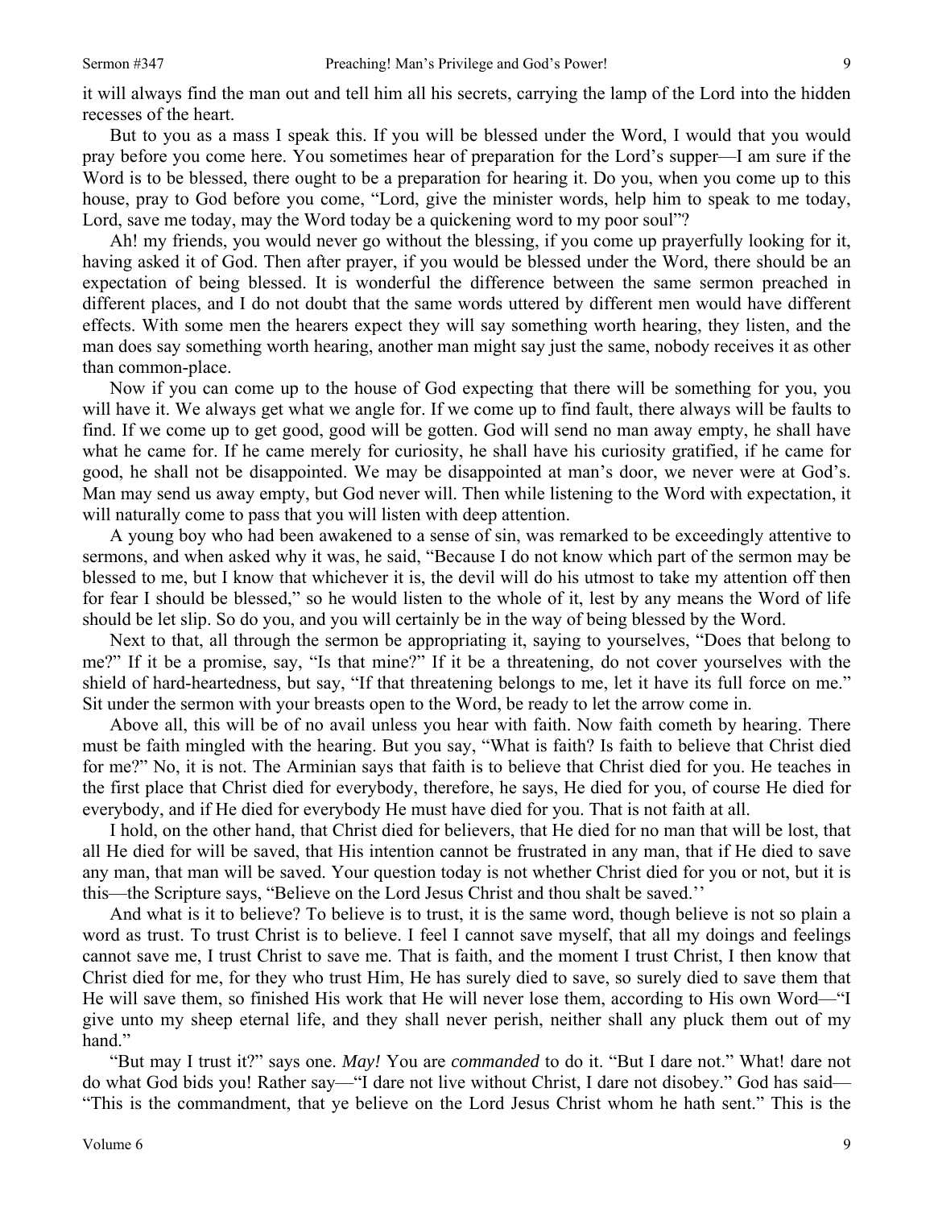it will always find the man out and tell him all his secrets, carrying the lamp of the Lord into the hidden recesses of the heart.

But to you as a mass I speak this. If you will be blessed under the Word, I would that you would pray before you come here. You sometimes hear of preparation for the Lord's supper—I am sure if the Word is to be blessed, there ought to be a preparation for hearing it. Do you, when you come up to this house, pray to God before you come, "Lord, give the minister words, help him to speak to me today, Lord, save me today, may the Word today be a quickening word to my poor soul"?

Ah! my friends, you would never go without the blessing, if you come up prayerfully looking for it, having asked it of God. Then after prayer, if you would be blessed under the Word, there should be an expectation of being blessed. It is wonderful the difference between the same sermon preached in different places, and I do not doubt that the same words uttered by different men would have different effects. With some men the hearers expect they will say something worth hearing, they listen, and the man does say something worth hearing, another man might say just the same, nobody receives it as other than common-place.

Now if you can come up to the house of God expecting that there will be something for you, you will have it. We always get what we angle for. If we come up to find fault, there always will be faults to find. If we come up to get good, good will be gotten. God will send no man away empty, he shall have what he came for. If he came merely for curiosity, he shall have his curiosity gratified, if he came for good, he shall not be disappointed. We may be disappointed at man's door, we never were at God's. Man may send us away empty, but God never will. Then while listening to the Word with expectation, it will naturally come to pass that you will listen with deep attention.

A young boy who had been awakened to a sense of sin, was remarked to be exceedingly attentive to sermons, and when asked why it was, he said, "Because I do not know which part of the sermon may be blessed to me, but I know that whichever it is, the devil will do his utmost to take my attention off then for fear I should be blessed," so he would listen to the whole of it, lest by any means the Word of life should be let slip. So do you, and you will certainly be in the way of being blessed by the Word.

Next to that, all through the sermon be appropriating it, saying to yourselves, "Does that belong to me?" If it be a promise, say, "Is that mine?" If it be a threatening, do not cover yourselves with the shield of hard-heartedness, but say, "If that threatening belongs to me, let it have its full force on me." Sit under the sermon with your breasts open to the Word, be ready to let the arrow come in.

Above all, this will be of no avail unless you hear with faith. Now faith cometh by hearing. There must be faith mingled with the hearing. But you say, "What is faith? Is faith to believe that Christ died for me?" No, it is not. The Arminian says that faith is to believe that Christ died for you. He teaches in the first place that Christ died for everybody, therefore, he says, He died for you, of course He died for everybody, and if He died for everybody He must have died for you. That is not faith at all.

I hold, on the other hand, that Christ died for believers, that He died for no man that will be lost, that all He died for will be saved, that His intention cannot be frustrated in any man, that if He died to save any man, that man will be saved. Your question today is not whether Christ died for you or not, but it is this—the Scripture says, "Believe on the Lord Jesus Christ and thou shalt be saved.''

And what is it to believe? To believe is to trust, it is the same word, though believe is not so plain a word as trust. To trust Christ is to believe. I feel I cannot save myself, that all my doings and feelings cannot save me, I trust Christ to save me. That is faith, and the moment I trust Christ, I then know that Christ died for me, for they who trust Him, He has surely died to save, so surely died to save them that He will save them, so finished His work that He will never lose them, according to His own Word—"I give unto my sheep eternal life, and they shall never perish, neither shall any pluck them out of my hand."

"But may I trust it?" says one. *May!* You are *commanded* to do it. "But I dare not." What! dare not do what God bids you! Rather say—"I dare not live without Christ, I dare not disobey." God has said—"This is the commandment, that ye believe on the Lord Jesus Christ whom he hath sent." This is the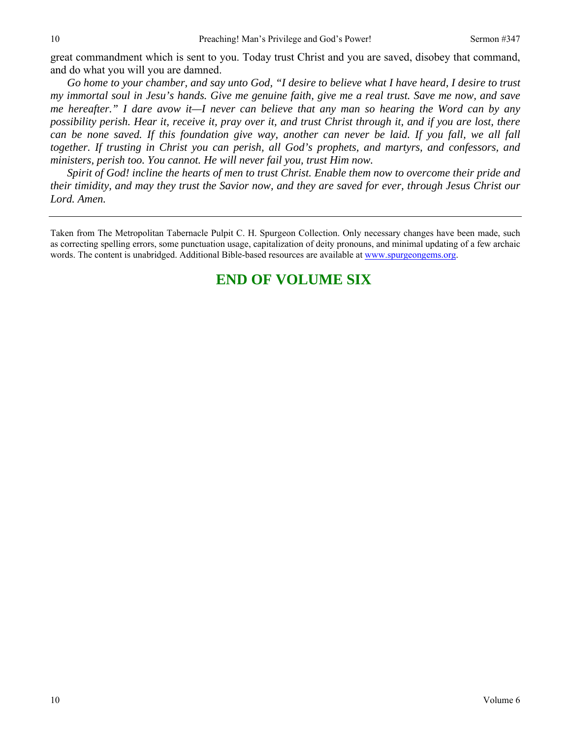great commandment which is sent to you. Today trust Christ and you are saved, disobey that command, and do what you will you are damned.

*Go home to your chamber, and say unto God, "I desire to believe what I have heard, I desire to trust my immortal soul in Jesu's hands. Give me genuine faith, give me a real trust. Save me now, and save me hereafter." I dare avow it—I never can believe that any man so hearing the Word can by any possibility perish. Hear it, receive it, pray over it, and trust Christ through it, and if you are lost, there can be none saved. If this foundation give way, another can never be laid. If you fall, we all fall together. If trusting in Christ you can perish, all God's prophets, and martyrs, and confessors, and ministers, perish too. You cannot. He will never fail you, trust Him now.*

*Spirit of God! incline the hearts of men to trust Christ. Enable them now to overcome their pride and their timidity, and may they trust the Savior now, and they are saved for ever, through Jesus Christ our Lord. Amen.*

---

Taken from The Metropolitan Tabernacle Pulpit C. H. Spurgeon Collection. Only necessary changes have been made, such as correcting spelling errors, some punctuation usage, capitalization of deity pronouns, and minimal updating of a few archaic words. The content is unabridged. Additional Bible-based resources are available at www.spurgeongems.org.

## END OF VOLUME SIX